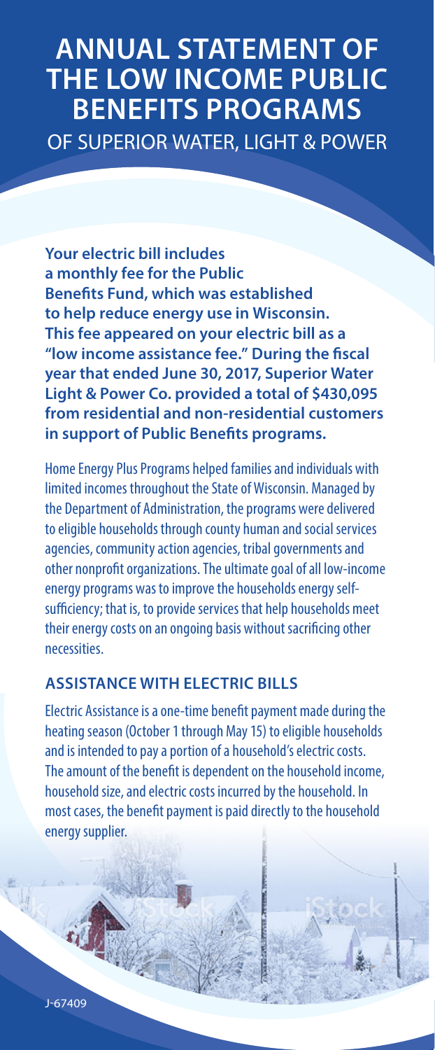# ANNUAL STATEMENT OF THE LOW INCOME PUBLIC BENEFITS PROGRAMS

OF SUPERIOR WATER, LIGHT & POWER

**Your electric bill includes a monthly fee for the Public Benefits Fund, which was established to help reduce energy use in Wisconsin. This fee appeared on your electric bill as a "low income assistance fee." During the fiscal year that ended June 30, 2017, Superior Water Light & Power Co. provided a total of $430,095 from residential and non-residential customers in support of Public Benefits programs.**

Home Energy Plus Programs helped families and individuals with limited incomes throughout the State of Wisconsin. Managed by the Department of Administration, the programs were delivered to eligible households through county human and social services agencies, community action agencies, tribal governments and other nonprofit organizations. The ultimate goal of all low-income energy programs was to improve the households energy self-sufficiency; that is, to provide services that help households meet their energy costs on an ongoing basis without sacrificing other necessities.

## ASSISTANCE WITH ELECTRIC BILLS

Electric Assistance is a one-time benefit payment made during the heating season (October 1 through May 15) to eligible households and is intended to pay a portion of a household's electric costs. The amount of the benefit is dependent on the household income, household size, and electric costs incurred by the household. In most cases, the benefit payment is paid directly to the household energy supplier.

J-67409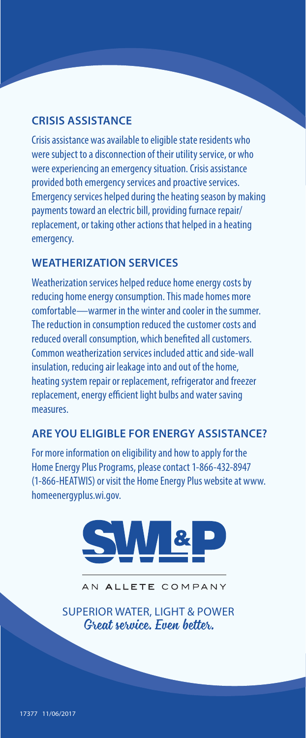## CRISIS ASSISTANCE

Crisis assistance was available to eligible state residents who were subject to a disconnection of their utility service, or who were experiencing an emergency situation. Crisis assistance provided both emergency services and proactive services. Emergency services helped during the heating season by making payments toward an electric bill, providing furnace repair/replacement, or taking other actions that helped in a heating emergency.

## WEATHERIZATION SERVICES

Weatherization services helped reduce home energy costs by reducing home energy consumption. This made homes more comfortable—warmer in the winter and cooler in the summer. The reduction in consumption reduced the customer costs and reduced overall consumption, which benefited all customers. Common weatherization services included attic and side-wall insulation, reducing air leakage into and out of the home, heating system repair or replacement, refrigerator and freezer replacement, energy efficient light bulbs and water saving measures.

## ARE YOU ELIGIBLE FOR ENERGY ASSISTANCE?

For more information on eligibility and how to apply for the Home Energy Plus Programs, please contact 1-866-432-8947 (1-866-HEATWIS) or visit the Home Energy Plus website at www.homeenergyplus.wi.gov.

SW&P

AN ALLETE COMPANY

SUPERIOR WATER, LIGHT & POWER

*Great service. Even better.*

17377 11/06/2017